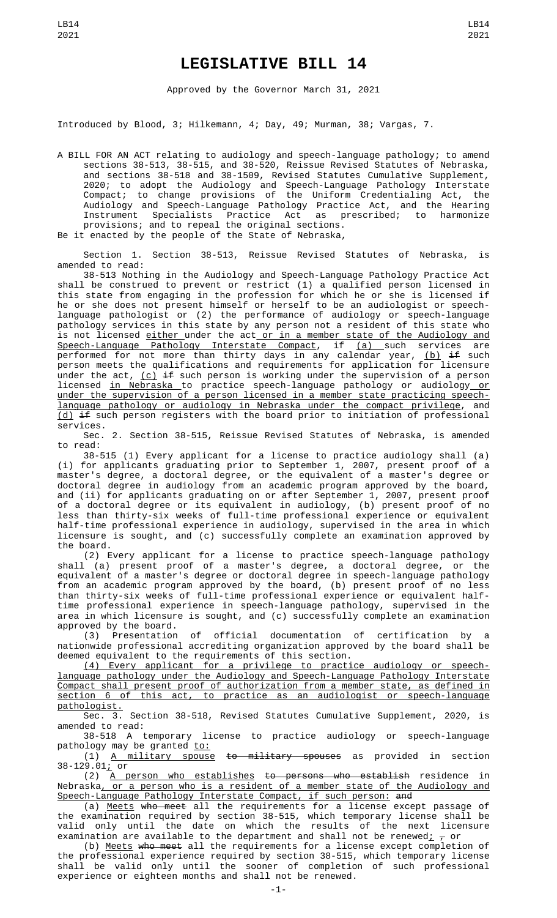# LEGISLATIVE BILL 14

Approved by the Governor March 31, 2021

Introduced by Blood, 3; Hilkemann, 4; Day, 49; Murman, 38; Vargas, 7.

A BILL FOR AN ACT relating to audiology and speech-language pathology; to amend sections 38-513, 38-515, and 38-520, Reissue Revised Statutes of Nebraska, and sections 38-518 and 38-1509, Revised Statutes Cumulative Supplement, 2020; to adopt the Audiology and Speech-Language Pathology Interstate Compact; to change provisions of the Uniform Credentialing Act, the Audiology and Speech-Language Pathology Practice Act, and the Hearing Instrument Specialists Practice Act as prescribed; to harmonize provisions; and to repeal the original sections.

Be it enacted by the people of the State of Nebraska,

Section 1. Section 38-513, Reissue Revised Statutes of Nebraska, is amended to read:

38-513 Nothing in the Audiology and Speech-Language Pathology Practice Act shall be construed to prevent or restrict (1) a qualified person licensed in this state from engaging in the profession for which he or she is licensed if he or she does not present himself or herself to be an audiologist or speech-language pathologist or (2) the performance of audiology or speech-language pathology services in this state by any person not a resident of this state who is not licensed either under the act or in a member state of the Audiology and Speech-Language Pathology Interstate Compact, if (a) such services are performed for not more than thirty days in any calendar year, (b) ~~if~~ such person meets the qualifications and requirements for application for licensure under the act, (c) ~~if~~ such person is working under the supervision of a person licensed in Nebraska to practice speech-language pathology or audiology or under the supervision of a person licensed in a member state practicing speech-language pathology or audiology in Nebraska under the compact privilege, and (d) ~~if~~ such person registers with the board prior to initiation of professional services.

Sec. 2. Section 38-515, Reissue Revised Statutes of Nebraska, is amended to read:

38-515 (1) Every applicant for a license to practice audiology shall (a) (i) for applicants graduating prior to September 1, 2007, present proof of a master's degree, a doctoral degree, or the equivalent of a master's degree or doctoral degree in audiology from an academic program approved by the board, and (ii) for applicants graduating on or after September 1, 2007, present proof of a doctoral degree or its equivalent in audiology, (b) present proof of no less than thirty-six weeks of full-time professional experience or equivalent half-time professional experience in audiology, supervised in the area in which licensure is sought, and (c) successfully complete an examination approved by the board.

(2) Every applicant for a license to practice speech-language pathology shall (a) present proof of a master's degree, a doctoral degree, or the equivalent of a master's degree or doctoral degree in speech-language pathology from an academic program approved by the board, (b) present proof of no less than thirty-six weeks of full-time professional experience or equivalent half-time professional experience in speech-language pathology, supervised in the area in which licensure is sought, and (c) successfully complete an examination approved by the board.

(3) Presentation of official documentation of certification by a nationwide professional accrediting organization approved by the board shall be deemed equivalent to the requirements of this section.

(4) Every applicant for a privilege to practice audiology or speech-language pathology under the Audiology and Speech-Language Pathology Interstate Compact shall present proof of authorization from a member state, as defined in section 6 of this act, to practice as an audiologist or speech-language pathologist.

Sec. 3. Section 38-518, Revised Statutes Cumulative Supplement, 2020, is amended to read:

38-518 A temporary license to practice audiology or speech-language pathology may be granted to:

(1) A military spouse ~~to military spouses~~ as provided in section 38-129.01; or

(2) A person who establishes ~~to persons who establish~~ residence in Nebraska, or a person who is a resident of a member state of the Audiology and Speech-Language Pathology Interstate Compact, if such person: ~~and~~

(a) Meets ~~who meet~~ all the requirements for a license except passage of the examination required by section 38-515, which temporary license shall be valid only until the date on which the results of the next licensure examination are available to the department and shall not be renewed; ~~,~~ or

(b) Meets ~~who meet~~ all the requirements for a license except completion of the professional experience required by section 38-515, which temporary license shall be valid only until the sooner of completion of such professional experience or eighteen months and shall not be renewed.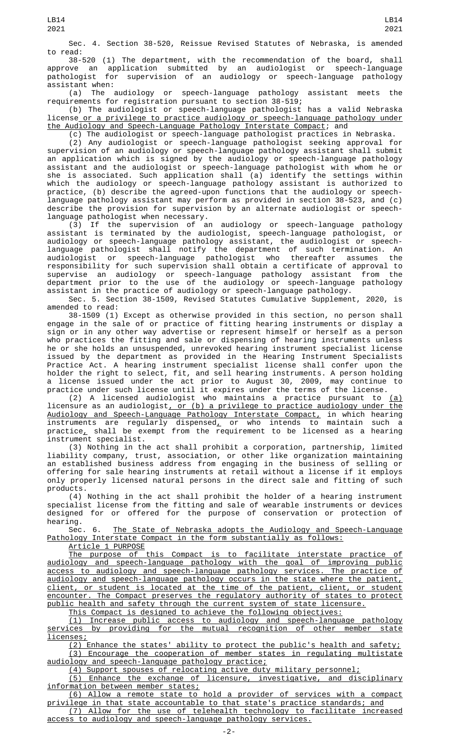Sec. 4. Section 38-520, Reissue Revised Statutes of Nebraska, is amended to read:

38-520 (1) The department, with the recommendation of the board, shall approve an application submitted by an audiologist or speech-language pathologist for supervision of an audiology or speech-language pathology assistant when:

(a) The audiology or speech-language pathology assistant meets the requirements for registration pursuant to section 38-519;

(b) The audiologist or speech-language pathologist has a valid Nebraska license or a privilege to practice audiology or speech-language pathology under the Audiology and Speech-Language Pathology Interstate Compact; and

(c) The audiologist or speech-language pathologist practices in Nebraska.

(2) Any audiologist or speech-language pathologist seeking approval for supervision of an audiology or speech-language pathology assistant shall submit an application which is signed by the audiology or speech-language pathology assistant and the audiologist or speech-language pathologist with whom he or she is associated. Such application shall (a) identify the settings within which the audiology or speech-language pathology assistant is authorized to practice, (b) describe the agreed-upon functions that the audiology or speech-language pathology assistant may perform as provided in section 38-523, and (c) describe the provision for supervision by an alternate audiologist or speech-language pathologist when necessary.

(3) If the supervision of an audiology or speech-language pathology assistant is terminated by the audiologist, speech-language pathologist, or audiology or speech-language pathology assistant, the audiologist or speech-language pathologist shall notify the department of such termination. An audiologist or speech-language pathologist who thereafter assumes the responsibility for such supervision shall obtain a certificate of approval to supervise an audiology or speech-language pathology assistant from the department prior to the use of the audiology or speech-language pathology assistant in the practice of audiology or speech-language pathology.

Sec. 5. Section 38-1509, Revised Statutes Cumulative Supplement, 2020, is amended to read:

38-1509 (1) Except as otherwise provided in this section, no person shall engage in the sale of or practice of fitting hearing instruments or display a sign or in any other way advertise or represent himself or herself as a person who practices the fitting and sale or dispensing of hearing instruments unless he or she holds an unsuspended, unrevoked hearing instrument specialist license issued by the department as provided in the Hearing Instrument Specialists Practice Act. A hearing instrument specialist license shall confer upon the holder the right to select, fit, and sell hearing instruments. A person holding a license issued under the act prior to August 30, 2009, may continue to practice under such license until it expires under the terms of the license.

(2) A licensed audiologist who maintains a practice pursuant to (a) licensure as an audiologist, or (b) a privilege to practice audiology under the Audiology and Speech-Language Pathology Interstate Compact, in which hearing instruments are regularly dispensed, or who intends to maintain such a practice, shall be exempt from the requirement to be licensed as a hearing instrument specialist.

(3) Nothing in the act shall prohibit a corporation, partnership, limited liability company, trust, association, or other like organization maintaining an established business address from engaging in the business of selling or offering for sale hearing instruments at retail without a license if it employs only properly licensed natural persons in the direct sale and fitting of such products.

(4) Nothing in the act shall prohibit the holder of a hearing instrument specialist license from the fitting and sale of wearable instruments or devices designed for or offered for the purpose of conservation or protection of hearing.

Sec. 6. The State of Nebraska adopts the Audiology and Speech-Language Pathology Interstate Compact in the form substantially as follows:

Article 1 PURPOSE

The purpose of this Compact is to facilitate interstate practice of audiology and speech-language pathology with the goal of improving public access to audiology and speech-language pathology services. The practice of audiology and speech-language pathology occurs in the state where the patient, client, or student is located at the time of the patient, client, or student encounter. The Compact preserves the regulatory authority of states to protect public health and safety through the current system of state licensure.

This Compact is designed to achieve the following objectives:

(1) Increase public access to audiology and speech-language pathology services by providing for the mutual recognition of other member state licenses;

(2) Enhance the states' ability to protect the public's health and safety;

(3) Encourage the cooperation of member states in regulating multistate audiology and speech-language pathology practice;

(4) Support spouses of relocating active duty military personnel;

(5) Enhance the exchange of licensure, investigative, and disciplinary information between member states;

(6) Allow a remote state to hold a provider of services with a compact privilege in that state accountable to that state's practice standards; and

(7) Allow for the use of telehealth technology to facilitate increased access to audiology and speech-language pathology services.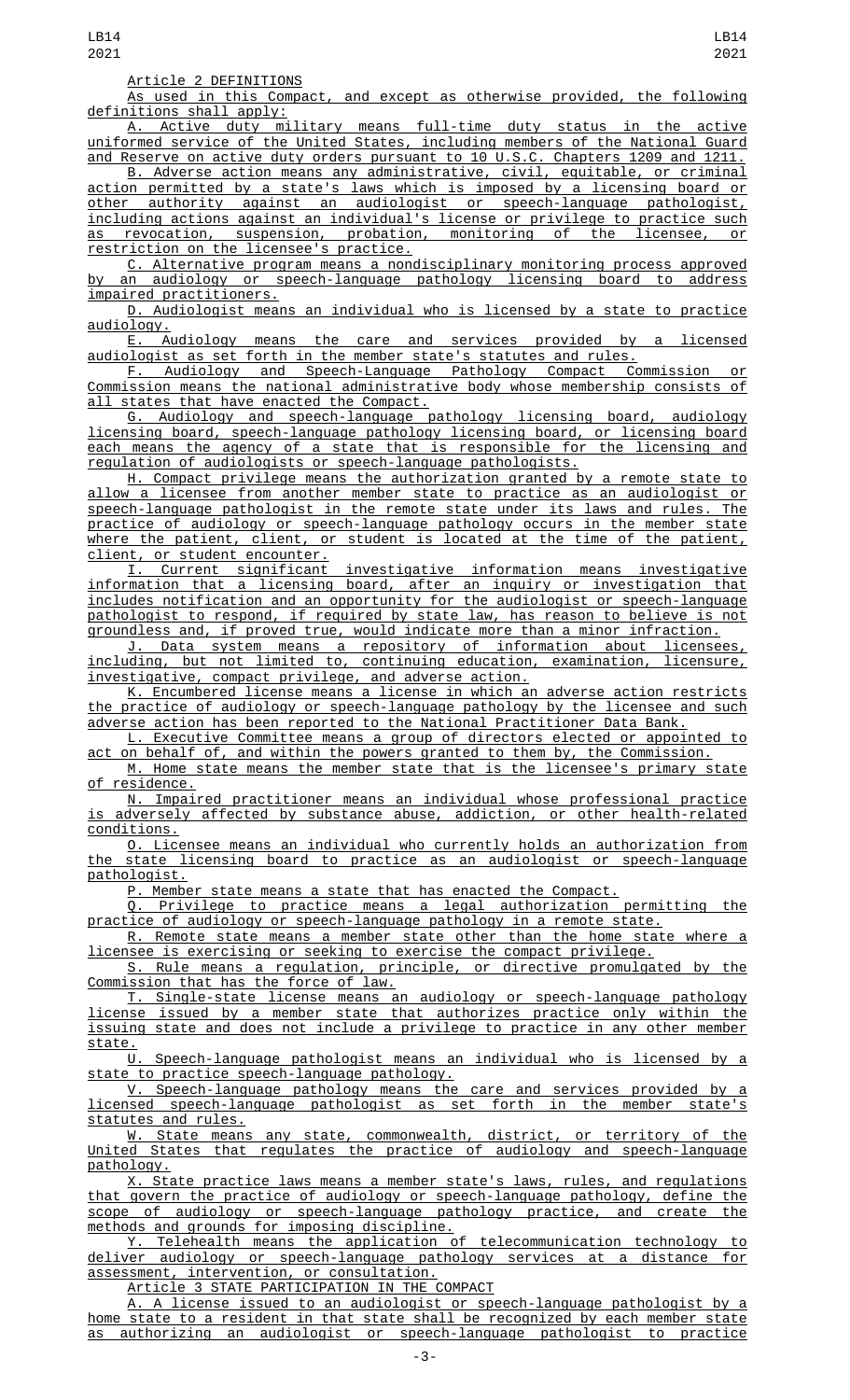Article 2 DEFINITIONS

As used in this Compact, and except as otherwise provided, the following definitions shall apply:

A. Active duty military means full-time duty status in the active uniformed service of the United States, including members of the National Guard and Reserve on active duty orders pursuant to 10 U.S.C. Chapters 1209 and 1211.

B. Adverse action means any administrative, civil, equitable, or criminal action permitted by a state's laws which is imposed by a licensing board or other authority against an audiologist or speech-language pathologist, including actions against an individual's license or privilege to practice such as revocation, suspension, probation, monitoring of the licensee, or restriction on the licensee's practice.

C. Alternative program means a nondisciplinary monitoring process approved by an audiology or speech-language pathology licensing board to address impaired practitioners.

D. Audiologist means an individual who is licensed by a state to practice audiology.

E. Audiology means the care and services provided by a licensed audiologist as set forth in the member state's statutes and rules.

F. Audiology and Speech-Language Pathology Compact Commission or Commission means the national administrative body whose membership consists of all states that have enacted the Compact.

G. Audiology and speech-language pathology licensing board, audiology licensing board, speech-language pathology licensing board, or licensing board each means the agency of a state that is responsible for the licensing and regulation of audiologists or speech-language pathologists.

H. Compact privilege means the authorization granted by a remote state to allow a licensee from another member state to practice as an audiologist or speech-language pathologist in the remote state under its laws and rules. The practice of audiology or speech-language pathology occurs in the member state where the patient, client, or student is located at the time of the patient, client, or student encounter.

I. Current significant investigative information means investigative information that a licensing board, after an inquiry or investigation that includes notification and an opportunity for the audiologist or speech-language pathologist to respond, if required by state law, has reason to believe is not groundless and, if proved true, would indicate more than a minor infraction.

J. Data system means a repository of information about licensees, including, but not limited to, continuing education, examination, licensure, investigative, compact privilege, and adverse action.

K. Encumbered license means a license in which an adverse action restricts the practice of audiology or speech-language pathology by the licensee and such adverse action has been reported to the National Practitioner Data Bank.

L. Executive Committee means a group of directors elected or appointed to act on behalf of, and within the powers granted to them by, the Commission.

M. Home state means the member state that is the licensee's primary state of residence.

N. Impaired practitioner means an individual whose professional practice is adversely affected by substance abuse, addiction, or other health-related conditions.

O. Licensee means an individual who currently holds an authorization from the state licensing board to practice as an audiologist or speech-language pathologist.

P. Member state means a state that has enacted the Compact.

Q. Privilege to practice means a legal authorization permitting the practice of audiology or speech-language pathology in a remote state.

R. Remote state means a member state other than the home state where a licensee is exercising or seeking to exercise the compact privilege.

S. Rule means a regulation, principle, or directive promulgated by the Commission that has the force of law.

T. Single-state license means an audiology or speech-language pathology license issued by a member state that authorizes practice only within the issuing state and does not include a privilege to practice in any other member state.

U. Speech-language pathologist means an individual who is licensed by a state to practice speech-language pathology.

V. Speech-language pathology means the care and services provided by a licensed speech-language pathologist as set forth in the member state's statutes and rules.

W. State means any state, commonwealth, district, or territory of the United States that regulates the practice of audiology and speech-language pathology.

X. State practice laws means a member state's laws, rules, and regulations that govern the practice of audiology or speech-language pathology, define the scope of audiology or speech-language pathology practice, and create the methods and grounds for imposing discipline.

Y. Telehealth means the application of telecommunication technology to deliver audiology or speech-language pathology services at a distance for assessment, intervention, or consultation.

Article 3 STATE PARTICIPATION IN THE COMPACT

A. A license issued to an audiologist or speech-language pathologist by a home state to a resident in that state shall be recognized by each member state as authorizing an audiologist or speech-language pathologist to practice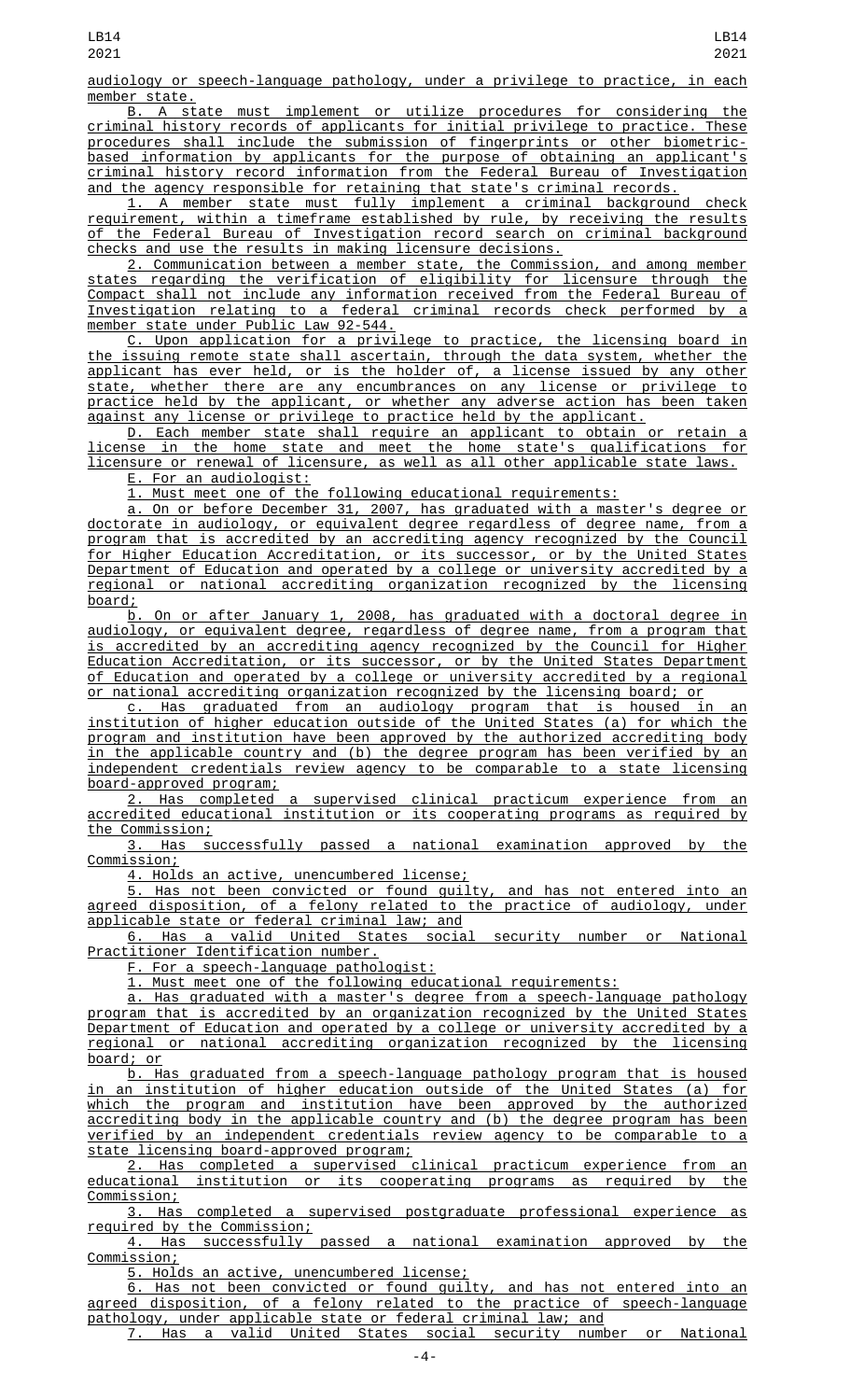audiology or speech-language pathology, under a privilege to practice, in each member state.

B. A state must implement or utilize procedures for considering the criminal history records of applicants for initial privilege to practice. These procedures shall include the submission of fingerprints or other biometric-based information by applicants for the purpose of obtaining an applicant's criminal history record information from the Federal Bureau of Investigation and the agency responsible for retaining that state's criminal records.

1. A member state must fully implement a criminal background check requirement, within a timeframe established by rule, by receiving the results of the Federal Bureau of Investigation record search on criminal background checks and use the results in making licensure decisions.

2. Communication between a member state, the Commission, and among member states regarding the verification of eligibility for licensure through the Compact shall not include any information received from the Federal Bureau of Investigation relating to a federal criminal records check performed by a member state under Public Law 92-544.

C. Upon application for a privilege to practice, the licensing board in the issuing remote state shall ascertain, through the data system, whether the applicant has ever held, or is the holder of, a license issued by any other state, whether there are any encumbrances on any license or privilege to practice held by the applicant, or whether any adverse action has been taken against any license or privilege to practice held by the applicant.

D. Each member state shall require an applicant to obtain or retain a license in the home state and meet the home state's qualifications for licensure or renewal of licensure, as well as all other applicable state laws.

E. For an audiologist:

1. Must meet one of the following educational requirements:

a. On or before December 31, 2007, has graduated with a master's degree or doctorate in audiology, or equivalent degree regardless of degree name, from a program that is accredited by an accrediting agency recognized by the Council for Higher Education Accreditation, or its successor, or by the United States Department of Education and operated by a college or university accredited by a regional or national accrediting organization recognized by the licensing board;

b. On or after January 1, 2008, has graduated with a doctoral degree in audiology, or equivalent degree, regardless of degree name, from a program that is accredited by an accrediting agency recognized by the Council for Higher Education Accreditation, or its successor, or by the United States Department of Education and operated by a college or university accredited by a regional or national accrediting organization recognized by the licensing board; or

c. Has graduated from an audiology program that is housed in an institution of higher education outside of the United States (a) for which the program and institution have been approved by the authorized accrediting body in the applicable country and (b) the degree program has been verified by an independent credentials review agency to be comparable to a state licensing board-approved program;

2. Has completed a supervised clinical practicum experience from an accredited educational institution or its cooperating programs as required by the Commission;

3. Has successfully passed a national examination approved by the Commission;

4. Holds an active, unencumbered license;

5. Has not been convicted or found guilty, and has not entered into an agreed disposition, of a felony related to the practice of audiology, under applicable state or federal criminal law; and

6. Has a valid United States social security number or National Practitioner Identification number.

F. For a speech-language pathologist:

1. Must meet one of the following educational requirements:

a. Has graduated with a master's degree from a speech-language pathology program that is accredited by an organization recognized by the United States Department of Education and operated by a college or university accredited by a regional or national accrediting organization recognized by the licensing board; or

b. Has graduated from a speech-language pathology program that is housed in an institution of higher education outside of the United States (a) for which the program and institution have been approved by the authorized accrediting body in the applicable country and (b) the degree program has been verified by an independent credentials review agency to be comparable to a state licensing board-approved program;

2. Has completed a supervised clinical practicum experience from an educational institution or its cooperating programs as required by the Commission;

3. Has completed a supervised postgraduate professional experience as required by the Commission;

4. Has successfully passed a national examination approved by the Commission;

5. Holds an active, unencumbered license;

6. Has not been convicted or found guilty, and has not entered into an agreed disposition, of a felony related to the practice of speech-language pathology, under applicable state or federal criminal law; and

7. Has a valid United States social security number or National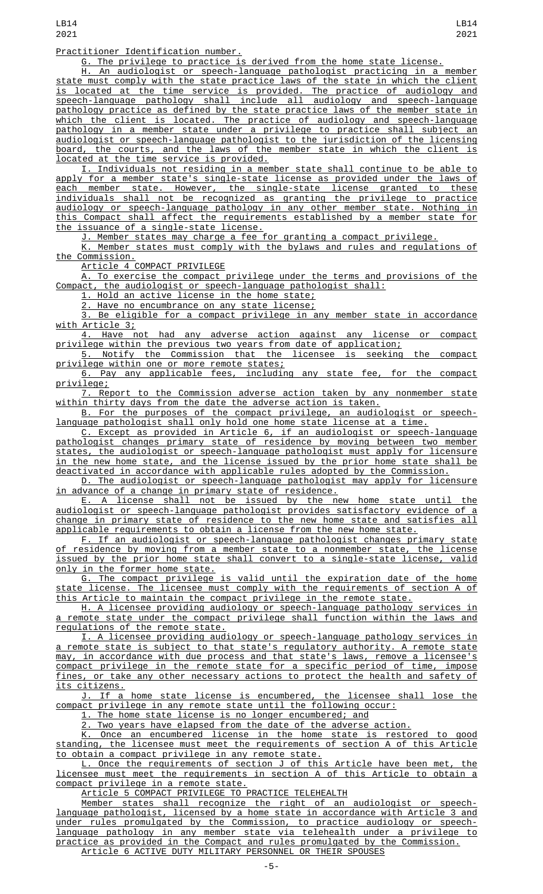Practitioner Identification number.

G. The privilege to practice is derived from the home state license.

H. An audiologist or speech-language pathologist practicing in a member state must comply with the state practice laws of the state in which the client is located at the time service is provided. The practice of audiology and speech-language pathology shall include all audiology and speech-language pathology practice as defined by the state practice laws of the member state in which the client is located. The practice of audiology and speech-language pathology in a member state under a privilege to practice shall subject an audiologist or speech-language pathologist to the jurisdiction of the licensing board, the courts, and the laws of the member state in which the client is located at the time service is provided.

I. Individuals not residing in a member state shall continue to be able to apply for a member state's single-state license as provided under the laws of each member state. However, the single-state license granted to these individuals shall not be recognized as granting the privilege to practice audiology or speech-language pathology in any other member state. Nothing in this Compact shall affect the requirements established by a member state for the issuance of a single-state license.

J. Member states may charge a fee for granting a compact privilege.

K. Member states must comply with the bylaws and rules and regulations of the Commission.

Article 4 COMPACT PRIVILEGE

A. To exercise the compact privilege under the terms and provisions of the Compact, the audiologist or speech-language pathologist shall:

1. Hold an active license in the home state;

2. Have no encumbrance on any state license;

3. Be eligible for a compact privilege in any member state in accordance with Article 3;

4. Have not had any adverse action against any license or compact privilege within the previous two years from date of application;

5. Notify the Commission that the licensee is seeking the compact privilege within one or more remote states;

6. Pay any applicable fees, including any state fee, for the compact privilege;

7. Report to the Commission adverse action taken by any nonmember state within thirty days from the date the adverse action is taken.

B. For the purposes of the compact privilege, an audiologist or speech-language pathologist shall only hold one home state license at a time.

C. Except as provided in Article 6, if an audiologist or speech-language pathologist changes primary state of residence by moving between two member states, the audiologist or speech-language pathologist must apply for licensure in the new home state, and the license issued by the prior home state shall be deactivated in accordance with applicable rules adopted by the Commission.

D. The audiologist or speech-language pathologist may apply for licensure in advance of a change in primary state of residence.

E. A license shall not be issued by the new home state until the audiologist or speech-language pathologist provides satisfactory evidence of a change in primary state of residence to the new home state and satisfies all applicable requirements to obtain a license from the new home state.

F. If an audiologist or speech-language pathologist changes primary state of residence by moving from a member state to a nonmember state, the license issued by the prior home state shall convert to a single-state license, valid only in the former home state.

G. The compact privilege is valid until the expiration date of the home state license. The licensee must comply with the requirements of section A of this Article to maintain the compact privilege in the remote state.

H. A licensee providing audiology or speech-language pathology services in a remote state under the compact privilege shall function within the laws and regulations of the remote state.

I. A licensee providing audiology or speech-language pathology services in a remote state is subject to that state's regulatory authority. A remote state may, in accordance with due process and that state's laws, remove a licensee's compact privilege in the remote state for a specific period of time, impose fines, or take any other necessary actions to protect the health and safety of its citizens.

J. If a home state license is encumbered, the licensee shall lose the compact privilege in any remote state until the following occur:

1. The home state license is no longer encumbered; and

2. Two years have elapsed from the date of the adverse action.

K. Once an encumbered license in the home state is restored to good standing, the licensee must meet the requirements of section A of this Article to obtain a compact privilege in any remote state.

L. Once the requirements of section J of this Article have been met, the licensee must meet the requirements in section A of this Article to obtain a compact privilege in a remote state.

Article 5 COMPACT PRIVILEGE TO PRACTICE TELEHEALTH

Member states shall recognize the right of an audiologist or speech-language pathologist, licensed by a home state in accordance with Article 3 and under rules promulgated by the Commission, to practice audiology or speech-language pathology in any member state via telehealth under a privilege to practice as provided in the Compact and rules promulgated by the Commission.

Article 6 ACTIVE DUTY MILITARY PERSONNEL OR THEIR SPOUSES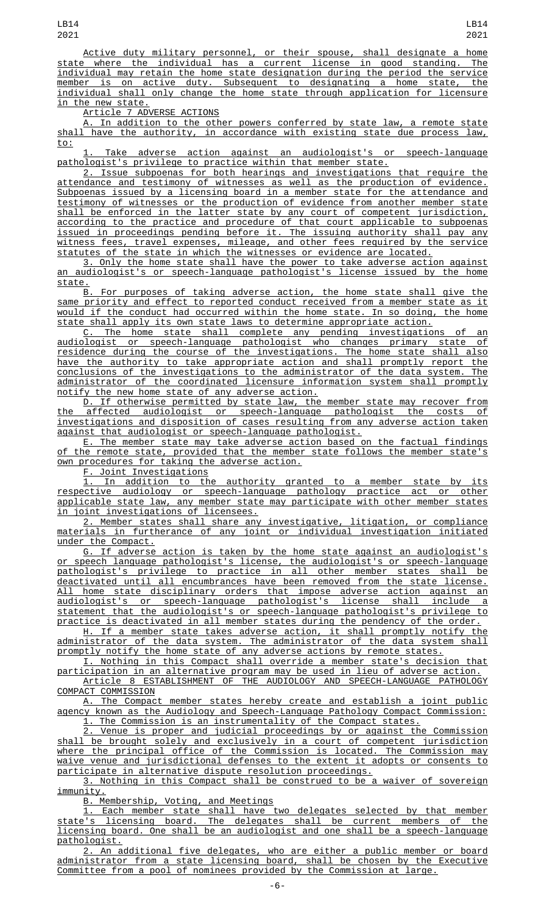Active duty military personnel, or their spouse, shall designate a home state where the individual has a current license in good standing. The individual may retain the home state designation during the period the service member is on active duty. Subsequent to designating a home state, the individual shall only change the home state through application for licensure in the new state.

Article 7 ADVERSE ACTIONS

A. In addition to the other powers conferred by state law, a remote state shall have the authority, in accordance with existing state due process law, to:

1. Take adverse action against an audiologist's or speech-language pathologist's privilege to practice within that member state.

2. Issue subpoenas for both hearings and investigations that require the attendance and testimony of witnesses as well as the production of evidence. Subpoenas issued by a licensing board in a member state for the attendance and testimony of witnesses or the production of evidence from another member state shall be enforced in the latter state by any court of competent jurisdiction, according to the practice and procedure of that court applicable to subpoenas issued in proceedings pending before it. The issuing authority shall pay any witness fees, travel expenses, mileage, and other fees required by the service statutes of the state in which the witnesses or evidence are located.

3. Only the home state shall have the power to take adverse action against an audiologist's or speech-language pathologist's license issued by the home state.

B. For purposes of taking adverse action, the home state shall give the same priority and effect to reported conduct received from a member state as it would if the conduct had occurred within the home state. In so doing, the home state shall apply its own state laws to determine appropriate action.

C. The home state shall complete any pending investigations of an audiologist or speech-language pathologist who changes primary state of residence during the course of the investigations. The home state shall also have the authority to take appropriate action and shall promptly report the conclusions of the investigations to the administrator of the data system. The administrator of the coordinated licensure information system shall promptly notify the new home state of any adverse action.

D. If otherwise permitted by state law, the member state may recover from the affected audiologist or speech-language pathologist the costs of investigations and disposition of cases resulting from any adverse action taken against that audiologist or speech-language pathologist.

E. The member state may take adverse action based on the factual findings of the remote state, provided that the member state follows the member state's own procedures for taking the adverse action.

F. Joint Investigations

1. In addition to the authority granted to a member state by its respective audiology or speech-language pathology practice act or other applicable state law, any member state may participate with other member states in joint investigations of licensees.

2. Member states shall share any investigative, litigation, or compliance materials in furtherance of any joint or individual investigation initiated under the Compact.

G. If adverse action is taken by the home state against an audiologist's or speech language pathologist's license, the audiologist's or speech-language pathologist's privilege to practice in all other member states shall be deactivated until all encumbrances have been removed from the state license. All home state disciplinary orders that impose adverse action against an audiologist's or speech-language pathologist's license shall include a statement that the audiologist's or speech-language pathologist's privilege to practice is deactivated in all member states during the pendency of the order.

H. If a member state takes adverse action, it shall promptly notify the administrator of the data system. The administrator of the data system shall promptly notify the home state of any adverse actions by remote states.

I. Nothing in this Compact shall override a member state's decision that participation in an alternative program may be used in lieu of adverse action.

Article 8 ESTABLISHMENT OF THE AUDIOLOGY AND SPEECH-LANGUAGE PATHOLOGY COMPACT COMMISSION

A. The Compact member states hereby create and establish a joint public agency known as the Audiology and Speech-Language Pathology Compact Commission:

1. The Commission is an instrumentality of the Compact states.

2. Venue is proper and judicial proceedings by or against the Commission shall be brought solely and exclusively in a court of competent jurisdiction where the principal office of the Commission is located. The Commission may waive venue and jurisdictional defenses to the extent it adopts or consents to participate in alternative dispute resolution proceedings.

3. Nothing in this Compact shall be construed to be a waiver of sovereign immunity.

B. Membership, Voting, and Meetings

1. Each member state shall have two delegates selected by that member state's licensing board. The delegates shall be current members of the licensing board. One shall be an audiologist and one shall be a speech-language pathologist.

2. An additional five delegates, who are either a public member or board administrator from a state licensing board, shall be chosen by the Executive Committee from a pool of nominees provided by the Commission at large.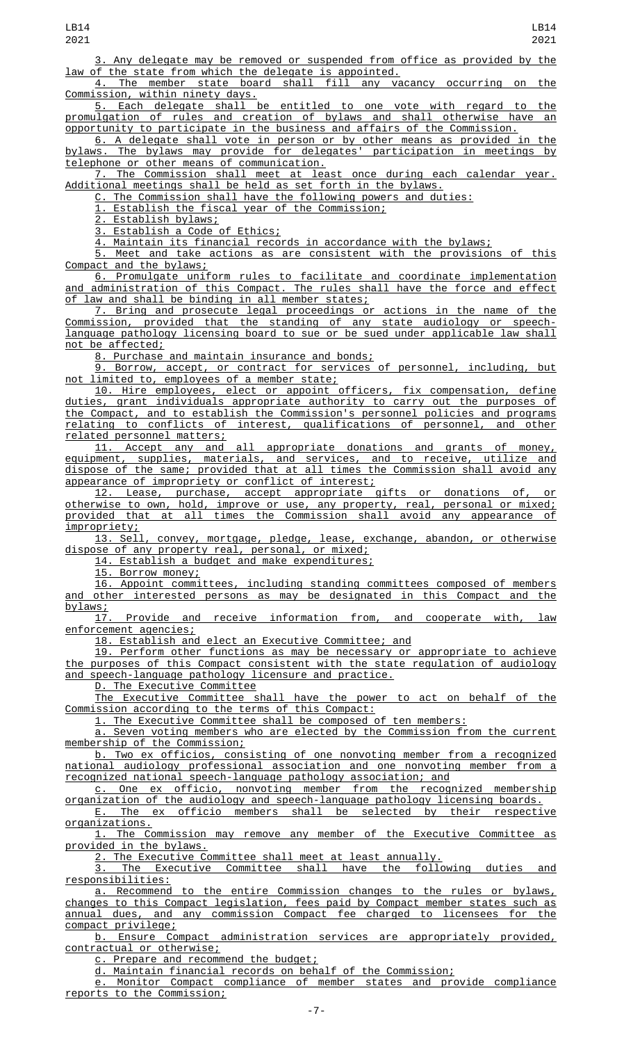3. Any delegate may be removed or suspended from office as provided by the law of the state from which the delegate is appointed.

4. The member state board shall fill any vacancy occurring on the Commission, within ninety days.

5. Each delegate shall be entitled to one vote with regard to the promulgation of rules and creation of bylaws and shall otherwise have an opportunity to participate in the business and affairs of the Commission.

6. A delegate shall vote in person or by other means as provided in the bylaws. The bylaws may provide for delegates' participation in meetings by telephone or other means of communication.

7. The Commission shall meet at least once during each calendar year. Additional meetings shall be held as set forth in the bylaws.

C. The Commission shall have the following powers and duties:

1. Establish the fiscal year of the Commission;

2. Establish bylaws;

3. Establish a Code of Ethics;

4. Maintain its financial records in accordance with the bylaws;

5. Meet and take actions as are consistent with the provisions of this Compact and the bylaws;

6. Promulgate uniform rules to facilitate and coordinate implementation and administration of this Compact. The rules shall have the force and effect of law and shall be binding in all member states;

7. Bring and prosecute legal proceedings or actions in the name of the Commission, provided that the standing of any state audiology or speech-language pathology licensing board to sue or be sued under applicable law shall not be affected;

8. Purchase and maintain insurance and bonds;

9. Borrow, accept, or contract for services of personnel, including, but not limited to, employees of a member state;

10. Hire employees, elect or appoint officers, fix compensation, define duties, grant individuals appropriate authority to carry out the purposes of the Compact, and to establish the Commission's personnel policies and programs relating to conflicts of interest, qualifications of personnel, and other related personnel matters;

11. Accept any and all appropriate donations and grants of money, equipment, supplies, materials, and services, and to receive, utilize and dispose of the same; provided that at all times the Commission shall avoid any appearance of impropriety or conflict of interest;

12. Lease, purchase, accept appropriate gifts or donations of, or otherwise to own, hold, improve or use, any property, real, personal or mixed; provided that at all times the Commission shall avoid any appearance of impropriety;

13. Sell, convey, mortgage, pledge, lease, exchange, abandon, or otherwise dispose of any property real, personal, or mixed;

14. Establish a budget and make expenditures;

15. Borrow money;

16. Appoint committees, including standing committees composed of members and other interested persons as may be designated in this Compact and the bylaws;

17. Provide and receive information from, and cooperate with, law enforcement agencies;

18. Establish and elect an Executive Committee; and

19. Perform other functions as may be necessary or appropriate to achieve the purposes of this Compact consistent with the state regulation of audiology and speech-language pathology licensure and practice.

D. The Executive Committee

The Executive Committee shall have the power to act on behalf of the Commission according to the terms of this Compact:

1. The Executive Committee shall be composed of ten members:

a. Seven voting members who are elected by the Commission from the current membership of the Commission;

b. Two ex officios, consisting of one nonvoting member from a recognized national audiology professional association and one nonvoting member from a recognized national speech-language pathology association; and

c. One ex officio, nonvoting member from the recognized membership organization of the audiology and speech-language pathology licensing boards.

E. The ex officio members shall be selected by their respective organizations.

1. The Commission may remove any member of the Executive Committee as provided in the bylaws.

2. The Executive Committee shall meet at least annually.

3. The Executive Committee shall have the following duties and responsibilities:

a. Recommend to the entire Commission changes to the rules or bylaws, changes to this Compact legislation, fees paid by Compact member states such as annual dues, and any commission Compact fee charged to licensees for the compact privilege;

b. Ensure Compact administration services are appropriately provided, contractual or otherwise;

c. Prepare and recommend the budget;

d. Maintain financial records on behalf of the Commission;

e. Monitor Compact compliance of member states and provide compliance reports to the Commission;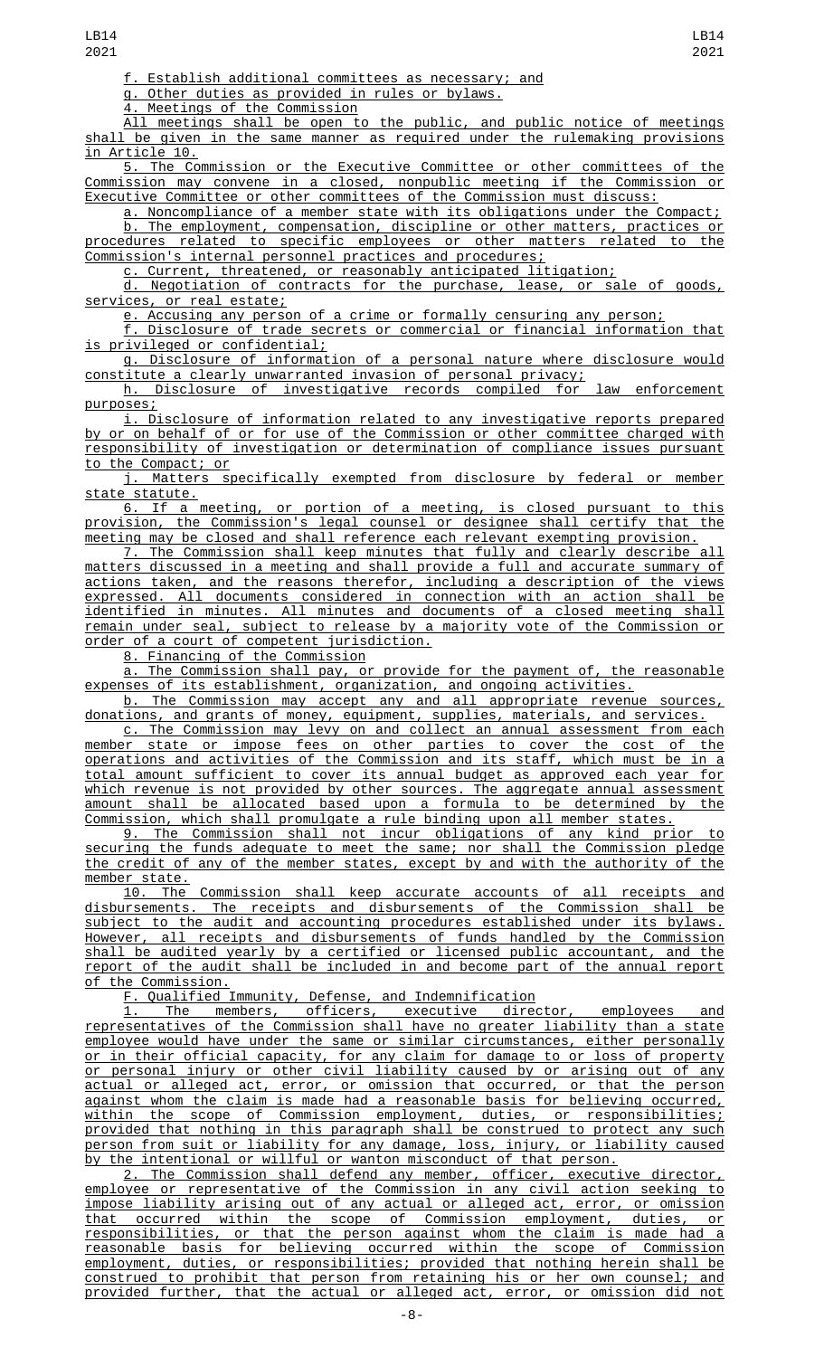f. Establish additional committees as necessary; and

g. Other duties as provided in rules or bylaws.

4. Meetings of the Commission

All meetings shall be open to the public, and public notice of meetings shall be given in the same manner as required under the rulemaking provisions in Article 10.

5. The Commission or the Executive Committee or other committees of the Commission may convene in a closed, nonpublic meeting if the Commission or Executive Committee or other committees of the Commission must discuss:

a. Noncompliance of a member state with its obligations under the Compact;

b. The employment, compensation, discipline or other matters, practices or procedures related to specific employees or other matters related to the Commission's internal personnel practices and procedures;

c. Current, threatened, or reasonably anticipated litigation;

d. Negotiation of contracts for the purchase, lease, or sale of goods, services, or real estate;

e. Accusing any person of a crime or formally censuring any person;

f. Disclosure of trade secrets or commercial or financial information that is privileged or confidential;

g. Disclosure of information of a personal nature where disclosure would constitute a clearly unwarranted invasion of personal privacy;

h. Disclosure of investigative records compiled for law enforcement purposes;

i. Disclosure of information related to any investigative reports prepared by or on behalf of or for use of the Commission or other committee charged with responsibility of investigation or determination of compliance issues pursuant to the Compact; or

j. Matters specifically exempted from disclosure by federal or member state statute.

6. If a meeting, or portion of a meeting, is closed pursuant to this provision, the Commission's legal counsel or designee shall certify that the meeting may be closed and shall reference each relevant exempting provision.

7. The Commission shall keep minutes that fully and clearly describe all matters discussed in a meeting and shall provide a full and accurate summary of actions taken, and the reasons therefor, including a description of the views expressed. All documents considered in connection with an action shall be identified in minutes. All minutes and documents of a closed meeting shall remain under seal, subject to release by a majority vote of the Commission or order of a court of competent jurisdiction.

8. Financing of the Commission

a. The Commission shall pay, or provide for the payment of, the reasonable expenses of its establishment, organization, and ongoing activities.

b. The Commission may accept any and all appropriate revenue sources, donations, and grants of money, equipment, supplies, materials, and services.

c. The Commission may levy on and collect an annual assessment from each member state or impose fees on other parties to cover the cost of the operations and activities of the Commission and its staff, which must be in a total amount sufficient to cover its annual budget as approved each year for which revenue is not provided by other sources. The aggregate annual assessment amount shall be allocated based upon a formula to be determined by the Commission, which shall promulgate a rule binding upon all member states.

9. The Commission shall not incur obligations of any kind prior to securing the funds adequate to meet the same; nor shall the Commission pledge the credit of any of the member states, except by and with the authority of the member state.

10. The Commission shall keep accurate accounts of all receipts and disbursements. The receipts and disbursements of the Commission shall be subject to the audit and accounting procedures established under its bylaws. However, all receipts and disbursements of funds handled by the Commission shall be audited yearly by a certified or licensed public accountant, and the report of the audit shall be included in and become part of the annual report of the Commission.

F. Qualified Immunity, Defense, and Indemnification

1. The members, officers, executive director, employees and representatives of the Commission shall have no greater liability than a state employee would have under the same or similar circumstances, either personally or in their official capacity, for any claim for damage to or loss of property or personal injury or other civil liability caused by or arising out of any actual or alleged act, error, or omission that occurred, or that the person against whom the claim is made had a reasonable basis for believing occurred, within the scope of Commission employment, duties, or responsibilities; provided that nothing in this paragraph shall be construed to protect any such person from suit or liability for any damage, loss, injury, or liability caused by the intentional or willful or wanton misconduct of that person.

2. The Commission shall defend any member, officer, executive director, employee or representative of the Commission in any civil action seeking to impose liability arising out of any actual or alleged act, error, or omission that occurred within the scope of Commission employment, duties, or responsibilities, or that the person against whom the claim is made had a reasonable basis for believing occurred within the scope of Commission employment, duties, or responsibilities; provided that nothing herein shall be construed to prohibit that person from retaining his or her own counsel; and provided further, that the actual or alleged act, error, or omission did not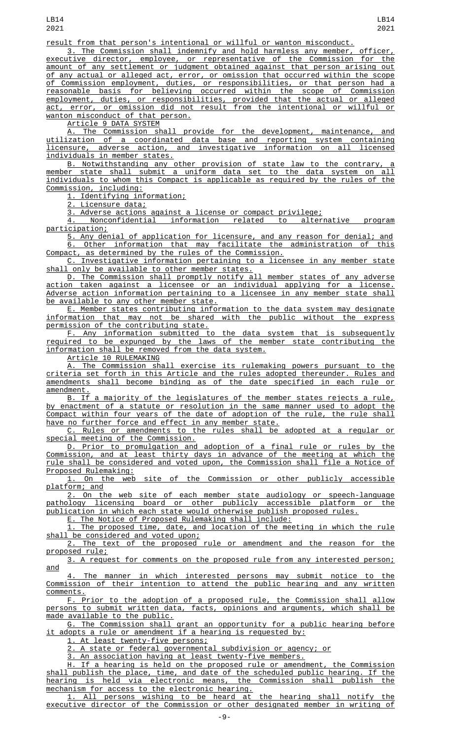result from that person's intentional or willful or wanton misconduct.

3. The Commission shall indemnify and hold harmless any member, officer, executive director, employee, or representative of the Commission for the amount of any settlement or judgment obtained against that person arising out of any actual or alleged act, error, or omission that occurred within the scope of Commission employment, duties, or responsibilities, or that person had a reasonable basis for believing occurred within the scope of Commission employment, duties, or responsibilities, provided that the actual or alleged act, error, or omission did not result from the intentional or willful or wanton misconduct of that person.

Article 9 DATA SYSTEM

A. The Commission shall provide for the development, maintenance, and utilization of a coordinated data base and reporting system containing licensure, adverse action, and investigative information on all licensed individuals in member states.

B. Notwithstanding any other provision of state law to the contrary, a member state shall submit a uniform data set to the data system on all individuals to whom this Compact is applicable as required by the rules of the Commission, including:

1. Identifying information;

2. Licensure data;

3. Adverse actions against a license or compact privilege;

4. Nonconfidential information related to alternative program participation;

5. Any denial of application for licensure, and any reason for denial; and

6. Other information that may facilitate the administration of this Compact, as determined by the rules of the Commission.

C. Investigative information pertaining to a licensee in any member state shall only be available to other member states.

D. The Commission shall promptly notify all member states of any adverse action taken against a licensee or an individual applying for a license. Adverse action information pertaining to a licensee in any member state shall be available to any other member state.

E. Member states contributing information to the data system may designate information that may not be shared with the public without the express permission of the contributing state.

F. Any information submitted to the data system that is subsequently required to be expunged by the laws of the member state contributing the information shall be removed from the data system.

Article 10 RULEMAKING

A. The Commission shall exercise its rulemaking powers pursuant to the criteria set forth in this Article and the rules adopted thereunder. Rules and amendments shall become binding as of the date specified in each rule or amendment.

B. If a majority of the legislatures of the member states rejects a rule, by enactment of a statute or resolution in the same manner used to adopt the Compact within four years of the date of adoption of the rule, the rule shall have no further force and effect in any member state.

C. Rules or amendments to the rules shall be adopted at a regular or special meeting of the Commission.

D. Prior to promulgation and adoption of a final rule or rules by the Commission, and at least thirty days in advance of the meeting at which the rule shall be considered and voted upon, the Commission shall file a Notice of Proposed Rulemaking:

1. On the web site of the Commission or other publicly accessible platform; and

2. On the web site of each member state audiology or speech-language pathology licensing board or other publicly accessible platform or the publication in which each state would otherwise publish proposed rules.

E. The Notice of Proposed Rulemaking shall include:

1. The proposed time, date, and location of the meeting in which the rule shall be considered and voted upon;

2. The text of the proposed rule or amendment and the reason for the proposed rule;

3. A request for comments on the proposed rule from any interested person; and

4. The manner in which interested persons may submit notice to the Commission of their intention to attend the public hearing and any written comments.

F. Prior to the adoption of a proposed rule, the Commission shall allow persons to submit written data, facts, opinions and arguments, which shall be made available to the public.

G. The Commission shall grant an opportunity for a public hearing before it adopts a rule or amendment if a hearing is requested by:

1. At least twenty-five persons;

2. A state or federal governmental subdivision or agency; or

3. An association having at least twenty-five members.

H. If a hearing is held on the proposed rule or amendment, the Commission shall publish the place, time, and date of the scheduled public hearing. If the hearing is held via electronic means, the Commission shall publish the mechanism for access to the electronic hearing.

1. All persons wishing to be heard at the hearing shall notify the executive director of the Commission or other designated member in writing of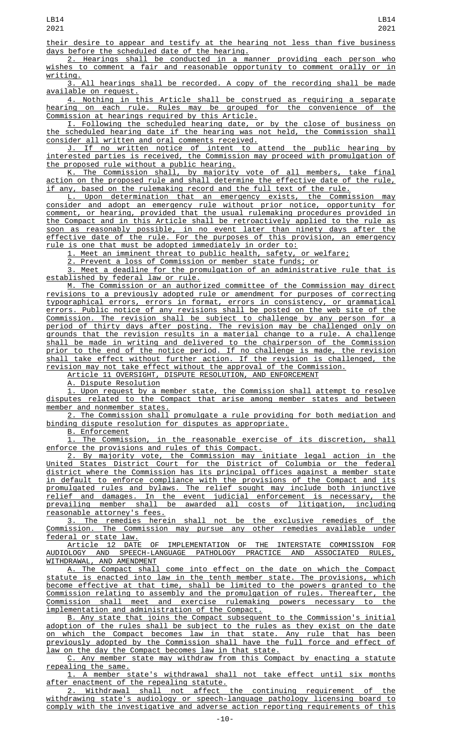their desire to appear and testify at the hearing not less than five business days before the scheduled date of the hearing.

2. Hearings shall be conducted in a manner providing each person who wishes to comment a fair and reasonable opportunity to comment orally or in writing.

3. All hearings shall be recorded. A copy of the recording shall be made available on request.

4. Nothing in this Article shall be construed as requiring a separate hearing on each rule. Rules may be grouped for the convenience of the Commission at hearings required by this Article.

I. Following the scheduled hearing date, or by the close of business on the scheduled hearing date if the hearing was not held, the Commission shall consider all written and oral comments received.

J. If no written notice of intent to attend the public hearing by interested parties is received, the Commission may proceed with promulgation of the proposed rule without a public hearing.

K. The Commission shall, by majority vote of all members, take final action on the proposed rule and shall determine the effective date of the rule, if any, based on the rulemaking record and the full text of the rule.

L. Upon determination that an emergency exists, the Commission may consider and adopt an emergency rule without prior notice, opportunity for comment, or hearing, provided that the usual rulemaking procedures provided in the Compact and in this Article shall be retroactively applied to the rule as soon as reasonably possible, in no event later than ninety days after the effective date of the rule. For the purposes of this provision, an emergency rule is one that must be adopted immediately in order to:

1. Meet an imminent threat to public health, safety, or welfare;

2. Prevent a loss of Commission or member state funds; or

3. Meet a deadline for the promulgation of an administrative rule that is established by federal law or rule.

M. The Commission or an authorized committee of the Commission may direct revisions to a previously adopted rule or amendment for purposes of correcting typographical errors, errors in format, errors in consistency, or grammatical errors. Public notice of any revisions shall be posted on the web site of the Commission. The revision shall be subject to challenge by any person for a period of thirty days after posting. The revision may be challenged only on grounds that the revision results in a material change to a rule. A challenge shall be made in writing and delivered to the chairperson of the Commission prior to the end of the notice period. If no challenge is made, the revision shall take effect without further action. If the revision is challenged, the revision may not take effect without the approval of the Commission.

Article 11 OVERSIGHT, DISPUTE RESOLUTION, AND ENFORCEMENT

A. Dispute Resolution

1. Upon request by a member state, the Commission shall attempt to resolve disputes related to the Compact that arise among member states and between member and nonmember states.

2. The Commission shall promulgate a rule providing for both mediation and binding dispute resolution for disputes as appropriate.

B. Enforcement

1. The Commission, in the reasonable exercise of its discretion, shall enforce the provisions and rules of this Compact.

2. By majority vote, the Commission may initiate legal action in the United States District Court for the District of Columbia or the federal district where the Commission has its principal offices against a member state in default to enforce compliance with the provisions of the Compact and its promulgated rules and bylaws. The relief sought may include both injunctive relief and damages. In the event judicial enforcement is necessary, the prevailing member shall be awarded all costs of litigation, including reasonable attorney's fees.

3. The remedies herein shall not be the exclusive remedies of the Commission. The Commission may pursue any other remedies available under federal or state law.

Article 12 DATE OF IMPLEMENTATION OF THE INTERSTATE COMMISSION FOR AUDIOLOGY AND SPEECH-LANGUAGE PATHOLOGY PRACTICE AND ASSOCIATED RULES, WITHDRAWAL, AND AMENDMENT

A. The Compact shall come into effect on the date on which the Compact statute is enacted into law in the tenth member state. The provisions, which become effective at that time, shall be limited to the powers granted to the Commission relating to assembly and the promulgation of rules. Thereafter, the Commission shall meet and exercise rulemaking powers necessary to the implementation and administration of the Compact.

B. Any state that joins the Compact subsequent to the Commission's initial adoption of the rules shall be subject to the rules as they exist on the date on which the Compact becomes law in that state. Any rule that has been previously adopted by the Commission shall have the full force and effect of law on the day the Compact becomes law in that state.

C. Any member state may withdraw from this Compact by enacting a statute repealing the same.

1. A member state's withdrawal shall not take effect until six months after enactment of the repealing statute.

2. Withdrawal shall not affect the continuing requirement of the withdrawing state's audiology or speech-language pathology licensing board to comply with the investigative and adverse action reporting requirements of this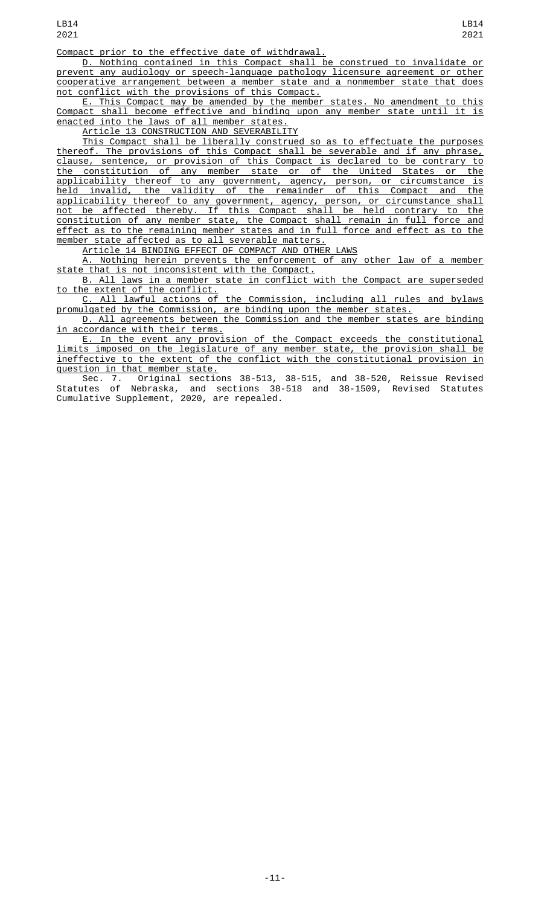Compact prior to the effective date of withdrawal.

D. Nothing contained in this Compact shall be construed to invalidate or prevent any audiology or speech-language pathology licensure agreement or other cooperative arrangement between a member state and a nonmember state that does not conflict with the provisions of this Compact.

E. This Compact may be amended by the member states. No amendment to this Compact shall become effective and binding upon any member state until it is enacted into the laws of all member states.

Article 13 CONSTRUCTION AND SEVERABILITY

This Compact shall be liberally construed so as to effectuate the purposes thereof. The provisions of this Compact shall be severable and if any phrase, clause, sentence, or provision of this Compact is declared to be contrary to the constitution of any member state or of the United States or the applicability thereof to any government, agency, person, or circumstance is held invalid, the validity of the remainder of this Compact and the applicability thereof to any government, agency, person, or circumstance shall not be affected thereby. If this Compact shall be held contrary to the constitution of any member state, the Compact shall remain in full force and effect as to the remaining member states and in full force and effect as to the member state affected as to all severable matters.

Article 14 BINDING EFFECT OF COMPACT AND OTHER LAWS

A. Nothing herein prevents the enforcement of any other law of a member state that is not inconsistent with the Compact.

B. All laws in a member state in conflict with the Compact are superseded to the extent of the conflict.

C. All lawful actions of the Commission, including all rules and bylaws promulgated by the Commission, are binding upon the member states.

D. All agreements between the Commission and the member states are binding in accordance with their terms.

E. In the event any provision of the Compact exceeds the constitutional limits imposed on the legislature of any member state, the provision shall be ineffective to the extent of the conflict with the constitutional provision in question in that member state.

Sec. 7. Original sections 38-513, 38-515, and 38-520, Reissue Revised Statutes of Nebraska, and sections 38-518 and 38-1509, Revised Statutes Cumulative Supplement, 2020, are repealed.